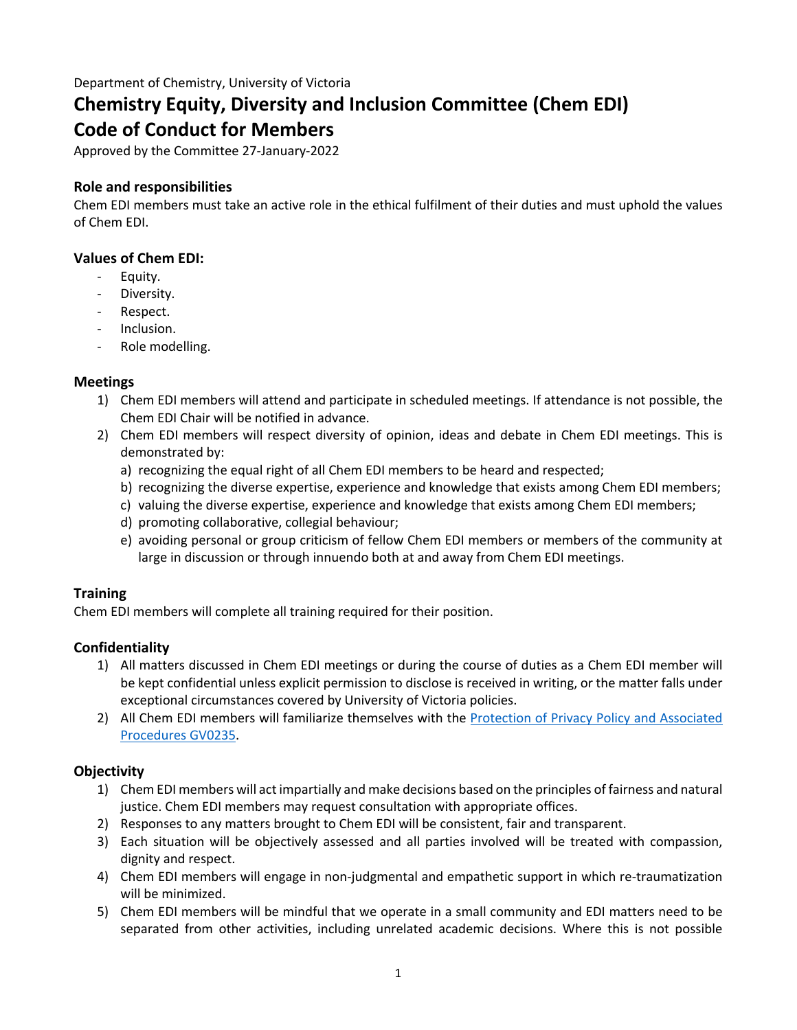Department of Chemistry, University of Victoria

# Chemistry Equity, Diversity and Inclusion Committee (Chem EDI) Code of Conduct for Members

Approved by the Committee 27-January-2022

### Role and responsibilities

Chem EDI members must take an active role in the ethical fulfilment of their duties and must uphold the values of Chem EDI.

### Values of Chem EDI:

- Equity.
- Diversity.
- Respect.
- Inclusion.
- Role modelling.

### Meetings

1) Chem EDI members will attend and participate in scheduled meetings. If attendance is not possible, the Chem EDI Chair will be notified in advance.
2) Chem EDI members will respect diversity of opinion, ideas and debate in Chem EDI meetings. This is demonstrated by:
   a) recognizing the equal right of all Chem EDI members to be heard and respected;
   b) recognizing the diverse expertise, experience and knowledge that exists among Chem EDI members;
   c) valuing the diverse expertise, experience and knowledge that exists among Chem EDI members;
   d) promoting collaborative, collegial behaviour;
   e) avoiding personal or group criticism of fellow Chem EDI members or members of the community at large in discussion or through innuendo both at and away from Chem EDI meetings.

### Training

Chem EDI members will complete all training required for their position.

### Confidentiality

1) All matters discussed in Chem EDI meetings or during the course of duties as a Chem EDI member will be kept confidential unless explicit permission to disclose is received in writing, or the matter falls under exceptional circumstances covered by University of Victoria policies.
2) All Chem EDI members will familiarize themselves with the Protection of Privacy Policy and Associated Procedures GV0235.

### Objectivity

1) Chem EDI members will act impartially and make decisions based on the principles of fairness and natural justice. Chem EDI members may request consultation with appropriate offices.
2) Responses to any matters brought to Chem EDI will be consistent, fair and transparent.
3) Each situation will be objectively assessed and all parties involved will be treated with compassion, dignity and respect.
4) Chem EDI members will engage in non-judgmental and empathetic support in which re-traumatization will be minimized.
5) Chem EDI members will be mindful that we operate in a small community and EDI matters need to be separated from other activities, including unrelated academic decisions. Where this is not possible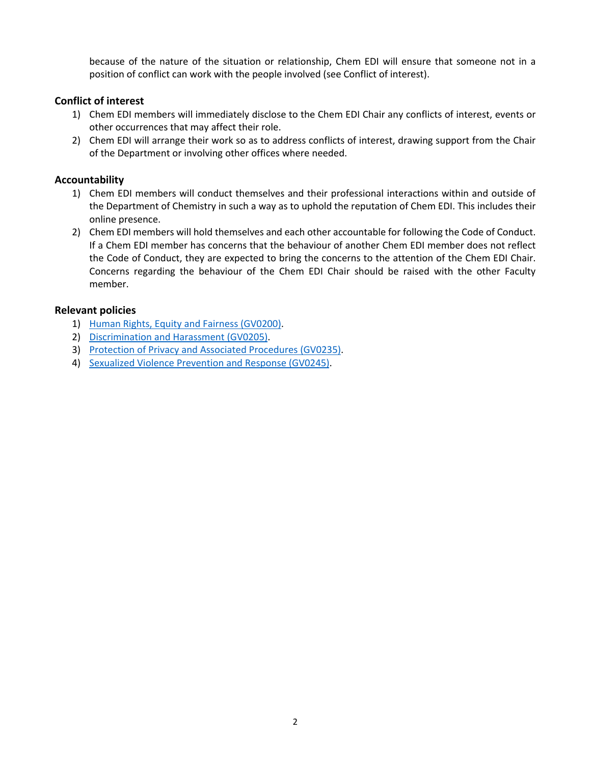because of the nature of the situation or relationship, Chem EDI will ensure that someone not in a position of conflict can work with the people involved (see Conflict of interest).

### Conflict of interest

1) Chem EDI members will immediately disclose to the Chem EDI Chair any conflicts of interest, events or other occurrences that may affect their role.
2) Chem EDI will arrange their work so as to address conflicts of interest, drawing support from the Chair of the Department or involving other offices where needed.

### Accountability

1) Chem EDI members will conduct themselves and their professional interactions within and outside of the Department of Chemistry in such a way as to uphold the reputation of Chem EDI. This includes their online presence.
2) Chem EDI members will hold themselves and each other accountable for following the Code of Conduct. If a Chem EDI member has concerns that the behaviour of another Chem EDI member does not reflect the Code of Conduct, they are expected to bring the concerns to the attention of the Chem EDI Chair. Concerns regarding the behaviour of the Chem EDI Chair should be raised with the other Faculty member.

### Relevant policies

1) Human Rights, Equity and Fairness (GV0200).
2) Discrimination and Harassment (GV0205).
3) Protection of Privacy and Associated Procedures (GV0235).
4) Sexualized Violence Prevention and Response (GV0245).